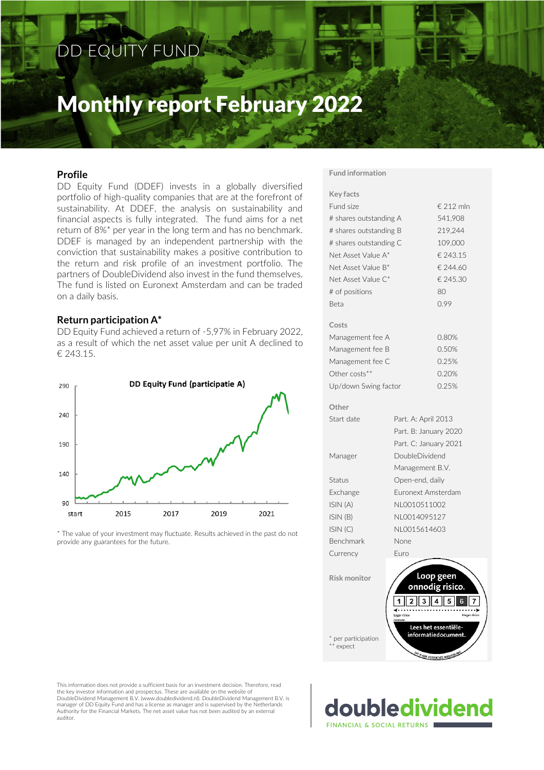# DD EQUITY FUND

# Monthly report February 2022

## Profile

DD Equity Fund (DDEF) invests in a globally diversified portfolio of high-quality companies that are at the forefront of sustainability. At DDEF, the analysis on sustainability and financial aspects is fully integrated. The fund aims for a net return of 8%* per year in the long term and has no benchmark. DDEF is managed by an independent partnership with the conviction that sustainability makes a positive contribution to the return and risk profile of an investment portfolio. The partners of DoubleDividend also invest in the fund themselves. The fund is listed on Euronext Amsterdam and can be traded on a daily basis.

## Return participation A*

DD Equity Fund achieved a return of -5,97% in February 2022, as a result of which the net asset value per unit A declined to € 243.15.

DD Equity Fund (participatie A)

* The value of your investment may fluctuate. Results achieved in the past do not provide any guarantees for the future.

## Fund information

### Key facts

| | |
|---|---|
| Fund size | € 212 mln |
| # shares outstanding A | 541,908 |
| # shares outstanding B | 219,244 |
| # shares outstanding C | 109,000 |
| Net Asset Value A* | € 243.15 |
| Net Asset Value B* | € 244.60 |
| Net Asset Value C* | € 245.30 |
| # of positions | 80 |
| Beta | 0.99 |

### Costs

| | |
|---|---|
| Management fee A | 0.80% |
| Management fee B | 0.50% |
| Management fee C | 0.25% |
| Other costs** | 0.20% |
| Up/down Swing factor | 0.25% |

### Other

| | |
|---|---|
| Start date | Part. A: April 2013<br>Part. B: January 2020<br>Part. C: January 2021 |
| Manager | DoubleDividend Management B.V. |
| Status | Open-end, daily |
| Exchange | Euronext Amsterdam |
| ISIN (A) | NL0010511002 |
| ISIN (B) | NL0014095127 |
| ISIN (C) | NL0015614603 |
| Benchmark | None |
| Currency | Euro |

### Risk monitor

Loop geen onnodig risico. Lees het essentiële-informatiedocument.

\* per participation
\** expect

This information does not provide a sufficient basis for an investment decision. Therefore, read the key investor information and prospectus. These are available on the website of DoubleDividend Management B.V. (www.doubledividend.nl). DoubleDividend Management B.V. is manager of DD Equity Fund and has a license as manager and is supervised by the Netherlands Authority for the Financial Markets. The net asset value has not been audited by an external auditor.

doubledividend
FINANCIAL & SOCIAL RETURNS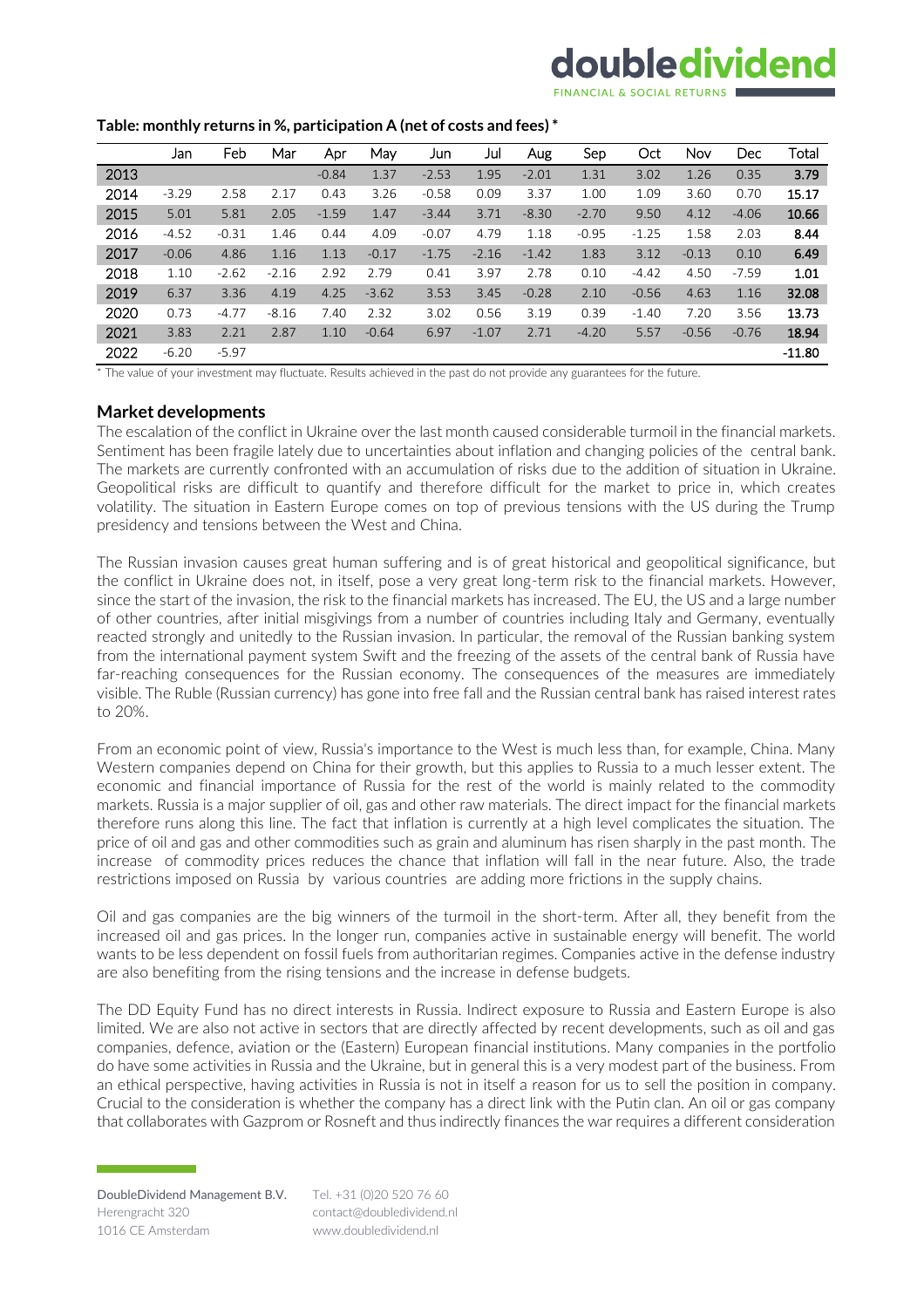**Table: monthly returns in %, participation A (net of costs and fees) ***

| | Jan | Feb | Mar | Apr | May | Jun | Jul | Aug | Sep | Oct | Nov | Dec | Total |
|---|---|---|---|---|---|---|---|---|---|---|---|---|---|
| 2013 | | | | -0.84 | 1.37 | -2.53 | 1.95 | -2.01 | 1.31 | 3.02 | 1.26 | 0.35 | **3.79** |
| 2014 | -3.29 | 2.58 | 2.17 | 0.43 | 3.26 | -0.58 | 0.09 | 3.37 | 1.00 | 1.09 | 3.60 | 0.70 | **15.17** |
| 2015 | 5.01 | 5.81 | 2.05 | -1.59 | 1.47 | -3.44 | 3.71 | -8.30 | -2.70 | 9.50 | 4.12 | -4.06 | **10.66** |
| 2016 | -4.52 | -0.31 | 1.46 | 0.44 | 4.09 | -0.07 | 4.79 | 1.18 | -0.95 | -1.25 | 1.58 | 2.03 | **8.44** |
| 2017 | -0.06 | 4.86 | 1.16 | 1.13 | -0.17 | -1.75 | -2.16 | -1.42 | 1.83 | 3.12 | -0.13 | 0.10 | **6.49** |
| 2018 | 1.10 | -2.62 | -2.16 | 2.92 | 2.79 | 0.41 | 3.97 | 2.78 | 0.10 | -4.42 | 4.50 | -7.59 | **1.01** |
| 2019 | 6.37 | 3.36 | 4.19 | 4.25 | -3.62 | 3.53 | 3.45 | -0.28 | 2.10 | -0.56 | 4.63 | 1.16 | **32.08** |
| 2020 | 0.73 | -4.77 | -8.16 | 7.40 | 2.32 | 3.02 | 0.56 | 3.19 | 0.39 | -1.40 | 7.20 | 3.56 | **13.73** |
| 2021 | 3.83 | 2.21 | 2.87 | 1.10 | -0.64 | 6.97 | -1.07 | 2.71 | -4.20 | 5.57 | -0.56 | -0.76 | **18.94** |
| 2022 | -6.20 | -5.97 | | | | | | | | | | | **-11.80** |

* The value of your investment may fluctuate. Results achieved in the past do not provide any guarantees for the future.

## Market developments

The escalation of the conflict in Ukraine over the last month caused considerable turmoil in the financial markets. Sentiment has been fragile lately due to uncertainties about inflation and changing policies of the central bank. The markets are currently confronted with an accumulation of risks due to the addition of situation in Ukraine. Geopolitical risks are difficult to quantify and therefore difficult for the market to price in, which creates volatility. The situation in Eastern Europe comes on top of previous tensions with the US during the Trump presidency and tensions between the West and China.

The Russian invasion causes great human suffering and is of great historical and geopolitical significance, but the conflict in Ukraine does not, in itself, pose a very great long-term risk to the financial markets. However, since the start of the invasion, the risk to the financial markets has increased. The EU, the US and a large number of other countries, after initial misgivings from a number of countries including Italy and Germany, eventually reacted strongly and unitedly to the Russian invasion. In particular, the removal of the Russian banking system from the international payment system Swift and the freezing of the assets of the central bank of Russia have far-reaching consequences for the Russian economy. The consequences of the measures are immediately visible. The Ruble (Russian currency) has gone into free fall and the Russian central bank has raised interest rates to 20%.

From an economic point of view, Russia's importance to the West is much less than, for example, China. Many Western companies depend on China for their growth, but this applies to Russia to a much lesser extent. The economic and financial importance of Russia for the rest of the world is mainly related to the commodity markets. Russia is a major supplier of oil, gas and other raw materials. The direct impact for the financial markets therefore runs along this line. The fact that inflation is currently at a high level complicates the situation. The price of oil and gas and other commodities such as grain and aluminum has risen sharply in the past month. The increase of commodity prices reduces the chance that inflation will fall in the near future. Also, the trade restrictions imposed on Russia by various countries are adding more frictions in the supply chains.

Oil and gas companies are the big winners of the turmoil in the short-term. After all, they benefit from the increased oil and gas prices. In the longer run, companies active in sustainable energy will benefit. The world wants to be less dependent on fossil fuels from authoritarian regimes. Companies active in the defense industry are also benefiting from the rising tensions and the increase in defense budgets.

The DD Equity Fund has no direct interests in Russia. Indirect exposure to Russia and Eastern Europe is also limited. We are also not active in sectors that are directly affected by recent developments, such as oil and gas companies, defence, aviation or the (Eastern) European financial institutions. Many companies in the portfolio do have some activities in Russia and the Ukraine, but in general this is a very modest part of the business. From an ethical perspective, having activities in Russia is not in itself a reason for us to sell the position in company. Crucial to the consideration is whether the company has a direct link with the Putin clan. An oil or gas company that collaborates with Gazprom or Rosneft and thus indirectly finances the war requires a different consideration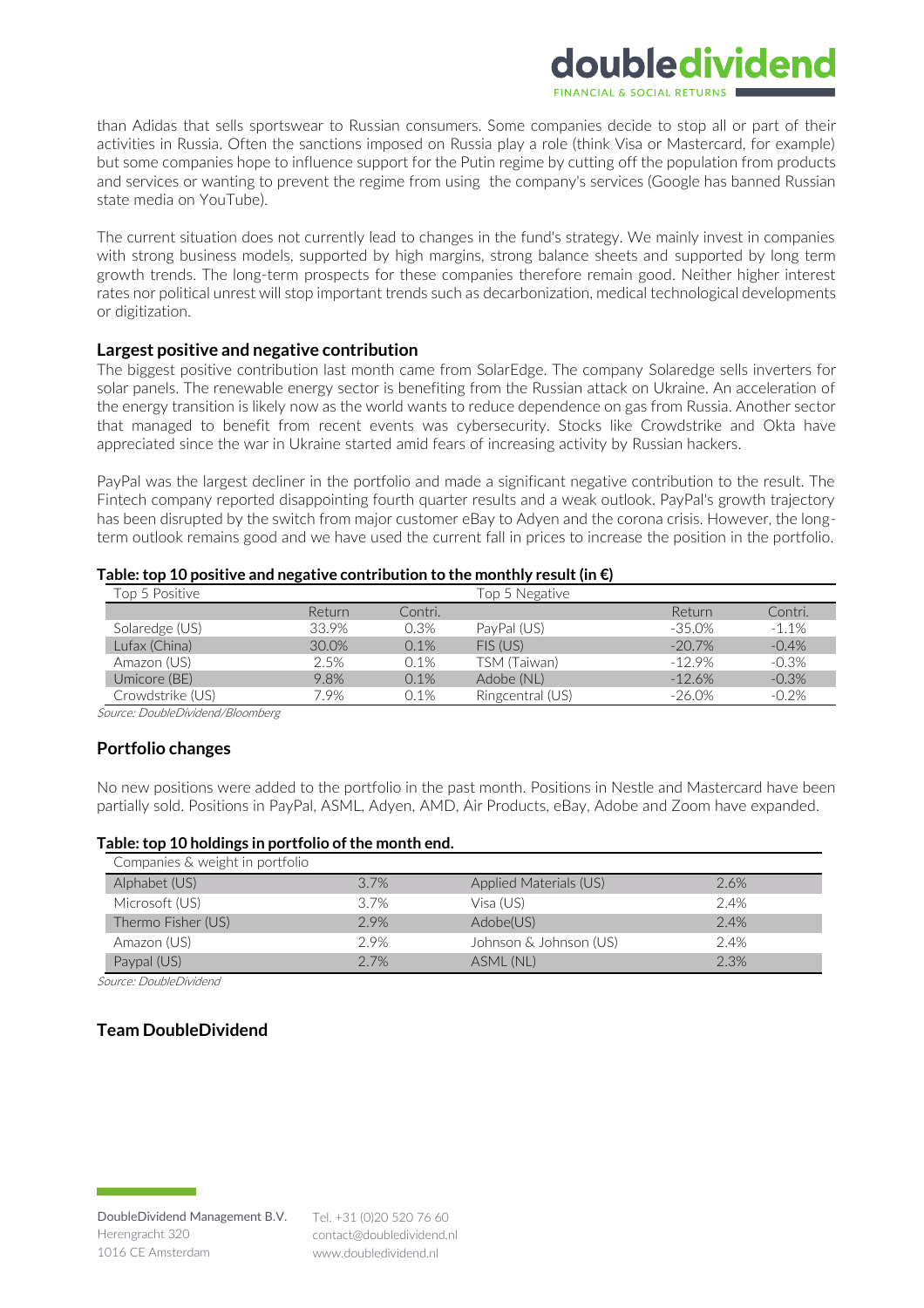than Adidas that sells sportswear to Russian consumers. Some companies decide to stop all or part of their activities in Russia. Often the sanctions imposed on Russia play a role (think Visa or Mastercard, for example) but some companies hope to influence support for the Putin regime by cutting off the population from products and services or wanting to prevent the regime from using the company's services (Google has banned Russian state media on YouTube).

The current situation does not currently lead to changes in the fund's strategy. We mainly invest in companies with strong business models, supported by high margins, strong balance sheets and supported by long term growth trends. The long-term prospects for these companies therefore remain good. Neither higher interest rates nor political unrest will stop important trends such as decarbonization, medical technological developments or digitization.

### Largest positive and negative contribution

The biggest positive contribution last month came from SolarEdge. The company Solaredge sells inverters for solar panels. The renewable energy sector is benefiting from the Russian attack on Ukraine. An acceleration of the energy transition is likely now as the world wants to reduce dependence on gas from Russia. Another sector that managed to benefit from recent events was cybersecurity. Stocks like Crowdstrike and Okta have appreciated since the war in Ukraine started amid fears of increasing activity by Russian hackers.

PayPal was the largest decliner in the portfolio and made a significant negative contribution to the result. The Fintech company reported disappointing fourth quarter results and a weak outlook. PayPal's growth trajectory has been disrupted by the switch from major customer eBay to Adyen and the corona crisis. However, the long-term outlook remains good and we have used the current fall in prices to increase the position in the portfolio.

**Table: top 10 positive and negative contribution to the monthly result (in €)**

| Top 5 Positive | | | Top 5 Negative | | |
|---|---|---|---|---|---|
| | Return | Contri. | | Return | Contri. |
| Solaredge (US) | 33.9% | 0.3% | PayPal (US) | -35.0% | -1.1% |
| Lufax (China) | 30.0% | 0.1% | FIS (US) | -20.7% | -0.4% |
| Amazon (US) | 2.5% | 0.1% | TSM (Taiwan) | -12.9% | -0.3% |
| Umicore (BE) | 9.8% | 0.1% | Adobe (NL) | -12.6% | -0.3% |
| Crowdstrike (US) | 7.9% | 0.1% | Ringcentral (US) | -26.0% | -0.2% |

*Source: DoubleDividend/Bloomberg*

### Portfolio changes

No new positions were added to the portfolio in the past month. Positions in Nestle and Mastercard have been partially sold. Positions in PayPal, ASML, Adyen, AMD, Air Products, eBay, Adobe and Zoom have expanded.

**Table: top 10 holdings in portfolio of the month end.**

| Companies & weight in portfolio | | | |
|---|---|---|---|
| Alphabet (US) | 3.7% | Applied Materials (US) | 2.6% |
| Microsoft (US) | 3.7% | Visa (US) | 2.4% |
| Thermo Fisher (US) | 2.9% | Adobe(US) | 2.4% |
| Amazon (US) | 2.9% | Johnson & Johnson (US) | 2.4% |
| Paypal (US) | 2.7% | ASML (NL) | 2.3% |

*Source: DoubleDividend*

### Team DoubleDividend

DoubleDividend Management B.V.
Herengracht 320
1016 CE Amsterdam

Tel. +31 (0)20 520 76 60
contact@doubledividend.nl
www.doubledividend.nl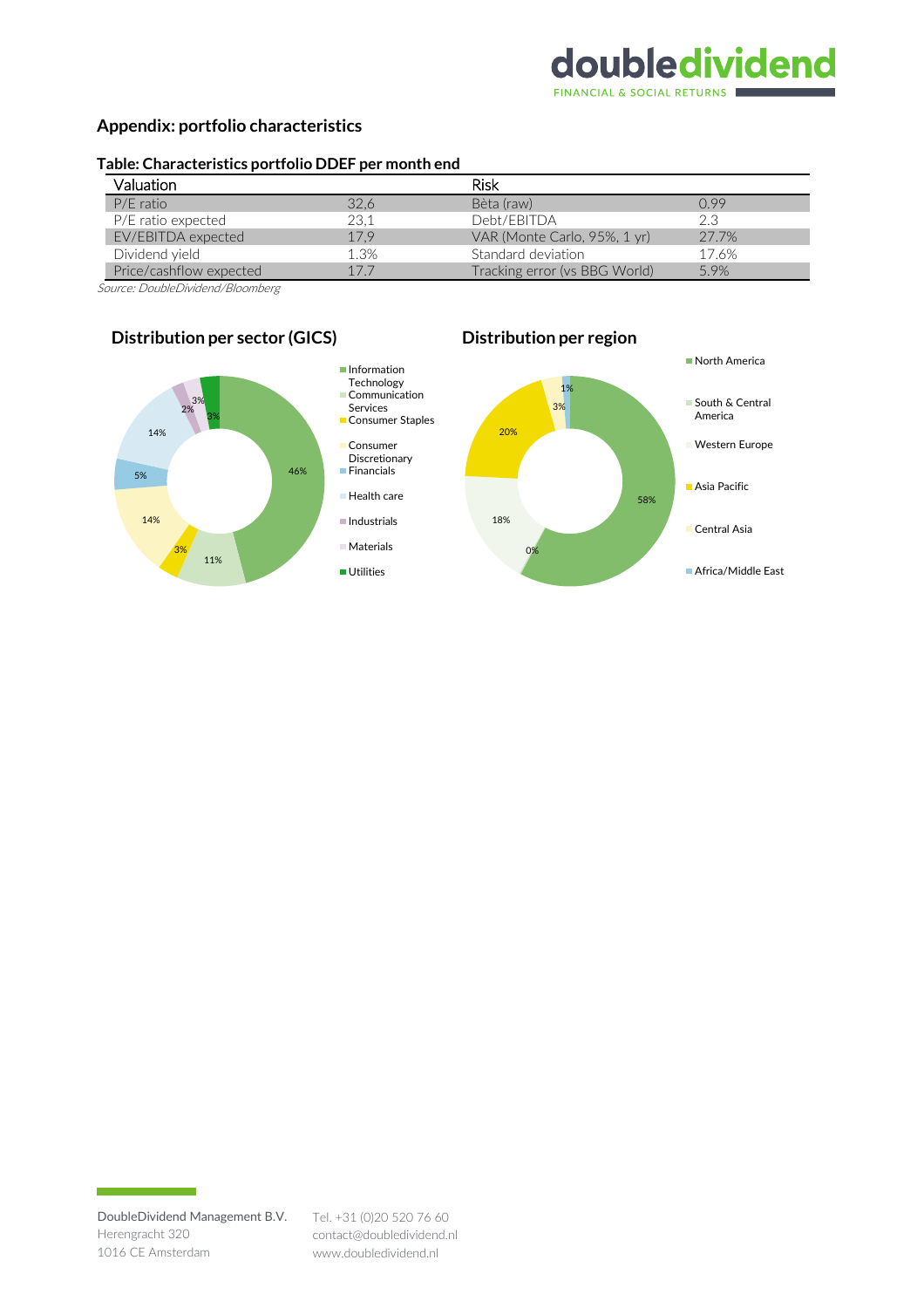## Appendix: portfolio characteristics

**Table: Characteristics portfolio DDEF per month end**

| Valuation | | Risk | |
|---|---|---|---|
| P/E ratio | 32,6 | Bèta (raw) | 0.99 |
| P/E ratio expected | 23,1 | Debt/EBITDA | 2.3 |
| EV/EBITDA expected | 17,9 | VAR (Monte Carlo, 95%, 1 yr) | 27.7% |
| Dividend yield | 1.3% | Standard deviation | 17.6% |
| Price/cashflow expected | 17.7 | Tracking error (vs BBG World) | 5.9% |

*Source: DoubleDividend/Bloomberg*

### Distribution per sector (GICS)

46%
11%
3%
14%
5%
14%
2%
3%
3%

Information Technology
Communication Services
Consumer Staples
Consumer Discretionary
Financials
Health care
Industrials
Materials
Utilities

### Distribution per region

58%
0%
18%
20%
3%
1%

North America
South & Central America
Western Europe
Asia Pacific
Central Asia
Africa/Middle East

DoubleDividend Management B.V.
Herengracht 320
1016 CE Amsterdam

Tel. +31 (0)20 520 76 60
contact@doubledividend.nl
www.doubledividend.nl